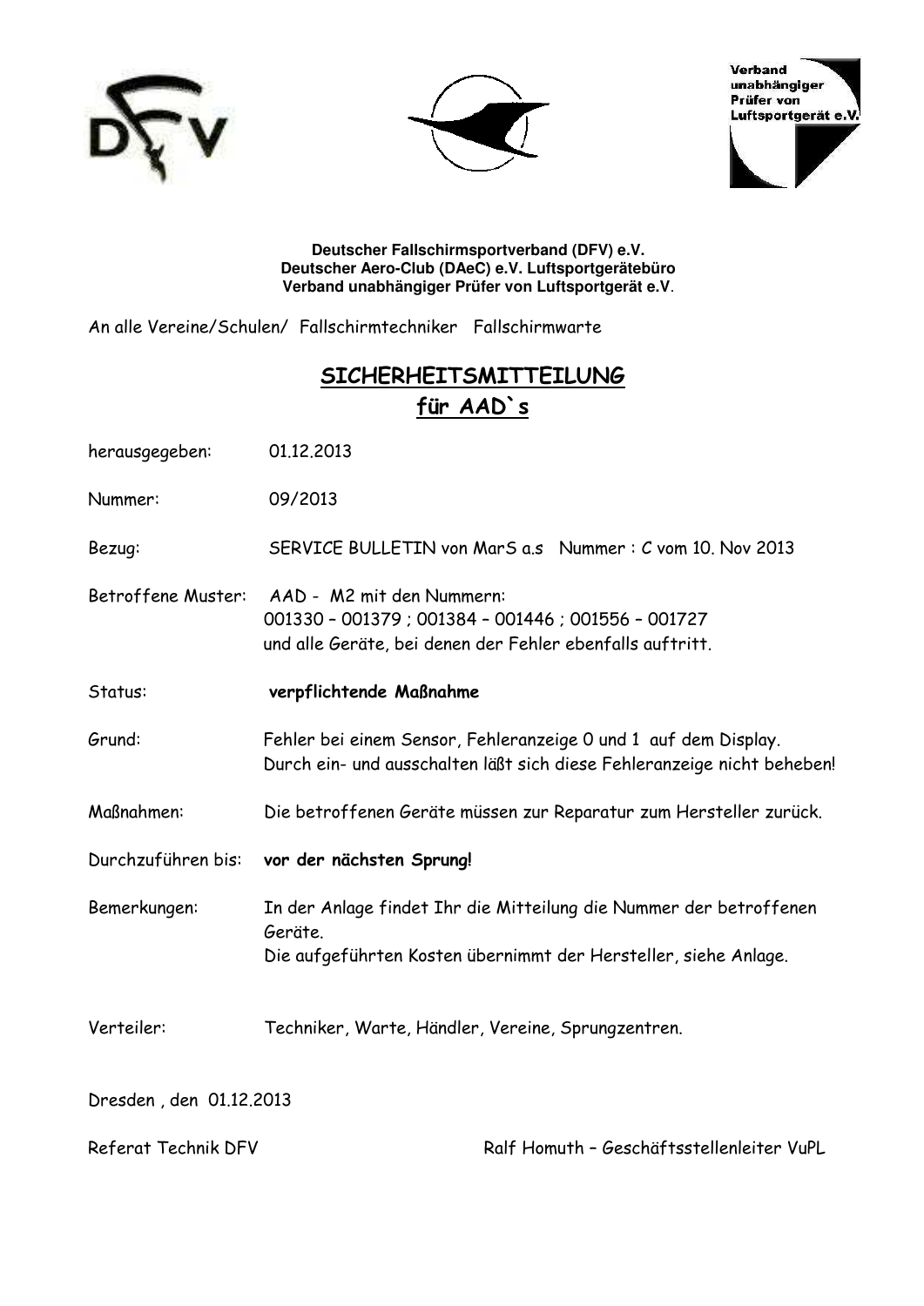Verband unabhängiger Prüfer von Luftsportgerät e.V.

**Deutscher Fallschirmsportverband (DFV) e.V.**
**Deutscher Aero-Club (DAeC) e.V. Luftsportgerätebüro**
**Verband unabhängiger Prüfer von Luftsportgerät e.V**.

An alle Vereine/Schulen/ Fallschirmtechniker Fallschirmwarte

# SICHERHEITSMITTEILUNG für AAD`s

herausgegeben: 01.12.2013

Nummer: 09/2013

Bezug: SERVICE BULLETIN von MarS a.s Nummer : C vom 10. Nov 2013

Betroffene Muster: AAD - M2 mit den Nummern:
001330 – 001379 ; 001384 – 001446 ; 001556 – 001727
und alle Geräte, bei denen der Fehler ebenfalls auftritt.

Status: **verpflichtende Maßnahme**

Grund: Fehler bei einem Sensor, Fehleranzeige 0 und 1 auf dem Display.
Durch ein- und ausschalten läßt sich diese Fehleranzeige nicht beheben!

Maßnahmen: Die betroffenen Geräte müssen zur Reparatur zum Hersteller zurück.

Durchzuführen bis: **vor der nächsten Sprung!**

Bemerkungen: In der Anlage findet Ihr die Mitteilung die Nummer der betroffenen Geräte.
Die aufgeführten Kosten übernimmt der Hersteller, siehe Anlage.

Verteiler: Techniker, Warte, Händler, Vereine, Sprungzentren.

Dresden , den 01.12.2013

Referat Technik DFV

Ralf Homuth – Geschäftsstellenleiter VuPL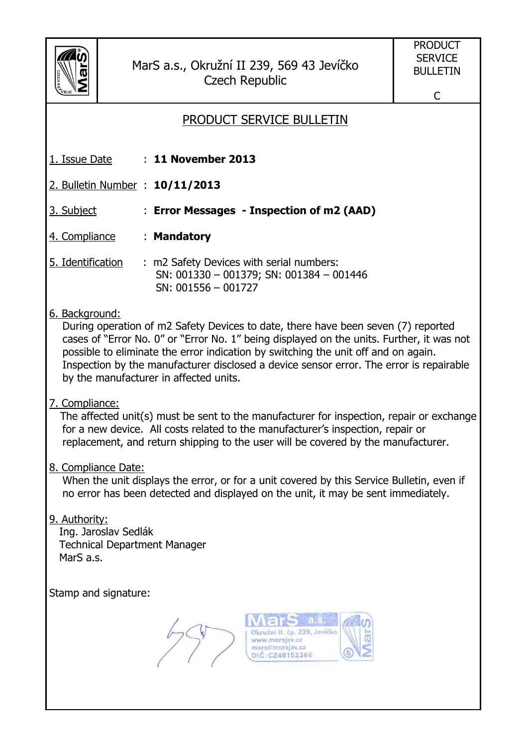| | MarS a.s., Okružní II 239, 569 43 Jevíčko<br>Czech Republic | PRODUCT SERVICE BULLETIN<br><br>C |
|---|---|---|

# PRODUCT SERVICE BULLETIN

1. Issue Date : **11 November 2013**

2. Bulletin Number : **10/11/2013**

3. Subject : **Error Messages - Inspection of m2 (AAD)**

4. Compliance : **Mandatory**

5. Identification : m2 Safety Devices with serial numbers:
SN: 001330 – 001379; SN: 001384 – 001446
SN: 001556 – 001727

6. Background:
During operation of m2 Safety Devices to date, there have been seven (7) reported cases of "Error No. 0" or "Error No. 1" being displayed on the units. Further, it was not possible to eliminate the error indication by switching the unit off and on again. Inspection by the manufacturer disclosed a device sensor error. The error is repairable by the manufacturer in affected units.

7. Compliance:
The affected unit(s) must be sent to the manufacturer for inspection, repair or exchange for a new device. All costs related to the manufacturer's inspection, repair or replacement, and return shipping to the user will be covered by the manufacturer.

8. Compliance Date:
When the unit displays the error, or for a unit covered by this Service Bulletin, even if no error has been detected and displayed on the unit, it may be sent immediately.

9. Authority:
Ing. Jaroslav Sedlák
Technical Department Manager
MarS a.s.

Stamp and signature:

MarS a.s.
Okružní II. čp. 239, Jevíčko
www.marsjev.cz
mars@marsjev.cz
DIČ: CZ48152366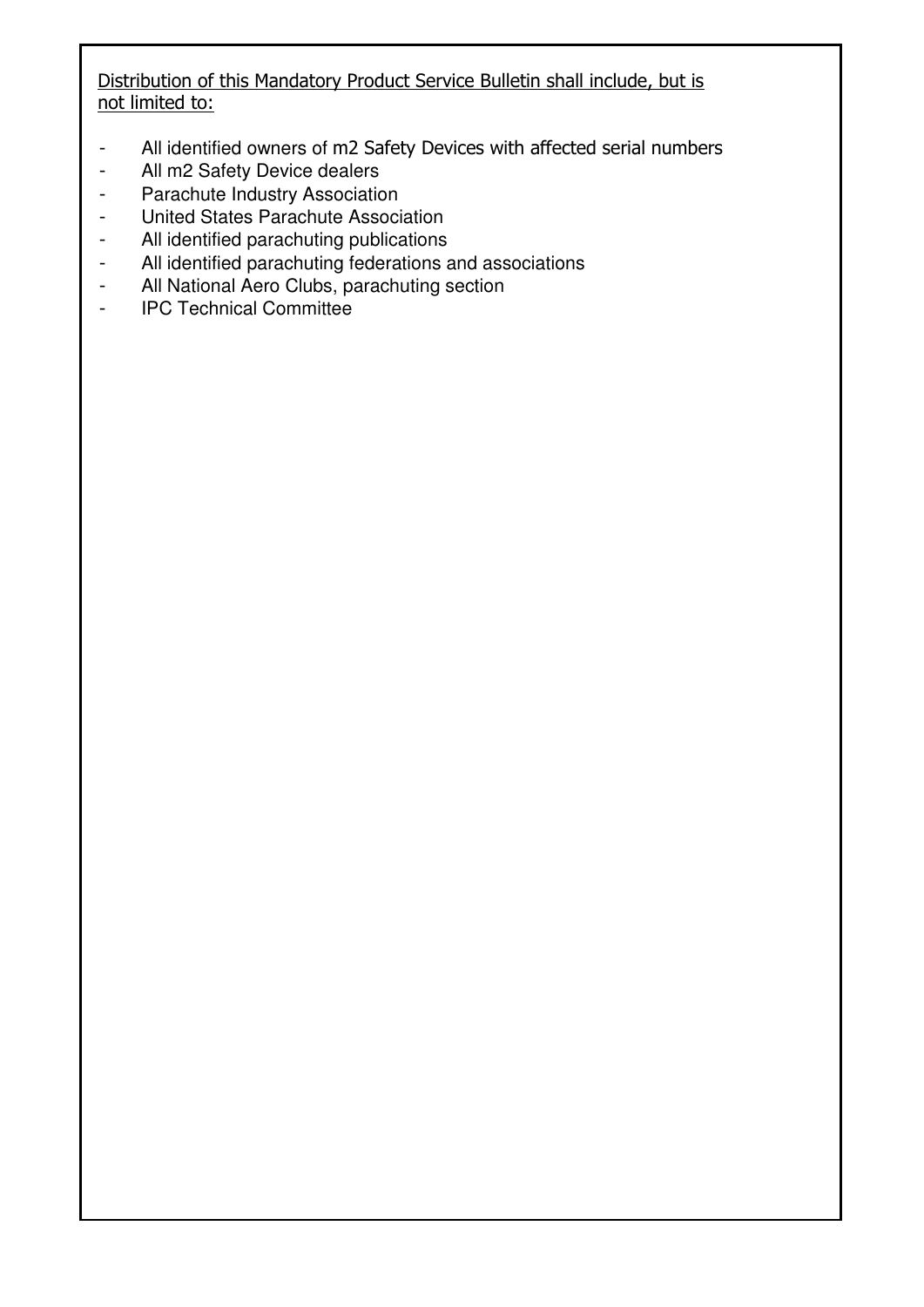<u>Distribution of this Mandatory Product Service Bulletin shall include, but is not limited to:</u>

- All identified owners of m2 Safety Devices with affected serial numbers
- All m2 Safety Device dealers
- Parachute Industry Association
- United States Parachute Association
- All identified parachuting publications
- All identified parachuting federations and associations
- All National Aero Clubs, parachuting section
- IPC Technical Committee